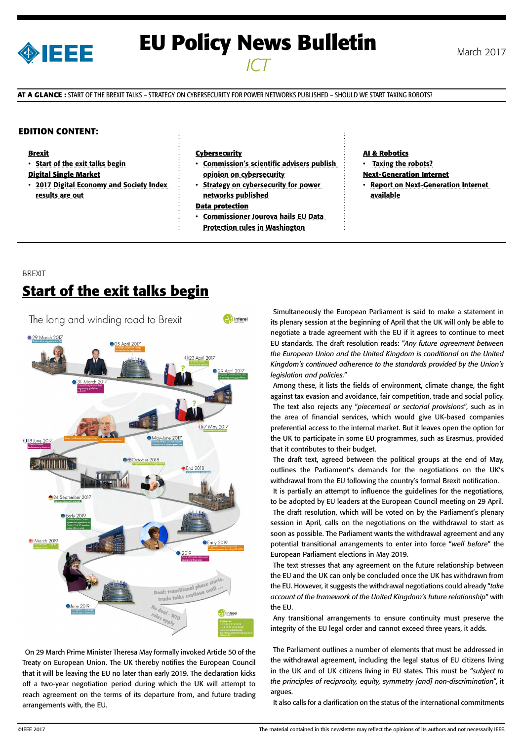# EU Policy News Bulletin

*ICT*

March 2017

**AT A GLANCE :** START OF THE BREXIT TALKS – STRATEGY ON CYBERSECURITY FOR POWER NETWORKS PUBLISHED – SHOULD WE START TAXING ROBOTS?

## EDITION CONTENT:

**Brexit**

- **Start of the exit talks begin**

**Digital Single Market**

- **2017 Digital Economy and Society Index results are out**

**Cybersecurity**

- **Commission's scientific advisers publish opinion on cybersecurity**
- **Strategy on cybersecurity for power networks published**

**Data protection**

- **Commissioner Jourova hails EU Data Protection rules in Washington**

**AI & Robotics**

- **Taxing the robots?**

**Next-Generation Internet**

- **Report on Next-Generation Internet available**

BREXIT

## Start of the exit talks begin

On 29 March Prime Minister Theresa May formally invoked Article 50 of the Treaty on European Union. The UK thereby notifies the European Council that it will be leaving the EU no later than early 2019. The declaration kicks off a two-year negotiation period during which the UK will attempt to reach agreement on the terms of its departure from, and future trading arrangements with, the EU.

Simultaneously the European Parliament is said to make a statement in its plenary session at the beginning of April that the UK will only be able to negotiate a trade agreement with the EU if it agrees to continue to meet EU standards. The draft resolution reads: "*Any future agreement between the European Union and the United Kingdom is conditional on the United Kingdom's continued adherence to the standards provided by the Union's legislation and policies.*"

Among these, it lists the fields of environment, climate change, the fight against tax evasion and avoidance, fair competition, trade and social policy.

The text also rejects any "*piecemeal or sectorial provisions*", such as in the area of financial services, which would give UK-based companies preferential access to the internal market. But it leaves open the option for the UK to participate in some EU programmes, such as Erasmus, provided that it contributes to their budget.

The draft text, agreed between the political groups at the end of May, outlines the Parliament's demands for the negotiations on the UK's withdrawal from the EU following the country's formal Brexit notification.

It is partially an attempt to influence the guidelines for the negotiations, to be adopted by EU leaders at the European Council meeting on 29 April.

The draft resolution, which will be voted on by the Parliament's plenary session in April, calls on the negotiations on the withdrawal to start as soon as possible. The Parliament wants the withdrawal agreement and any potential transitional arrangements to enter into force "*well before*" the European Parliament elections in May 2019.

The text stresses that any agreement on the future relationship between the EU and the UK can only be concluded once the UK has withdrawn from the EU. However, it suggests the withdrawal negotiations could already "*take account of the framework of the United Kingdom's future relationship*" with the EU.

Any transitional arrangements to ensure continuity must preserve the integrity of the EU legal order and cannot exceed three years, it adds.

The Parliament outlines a number of elements that must be addressed in the withdrawal agreement, including the legal status of EU citizens living in the UK and of UK citizens living in EU states. This must be "*subject to the principles of reciprocity, equity, symmetry [and] non-discrimination*", it argues.

It also calls for a clarification on the status of the international commitments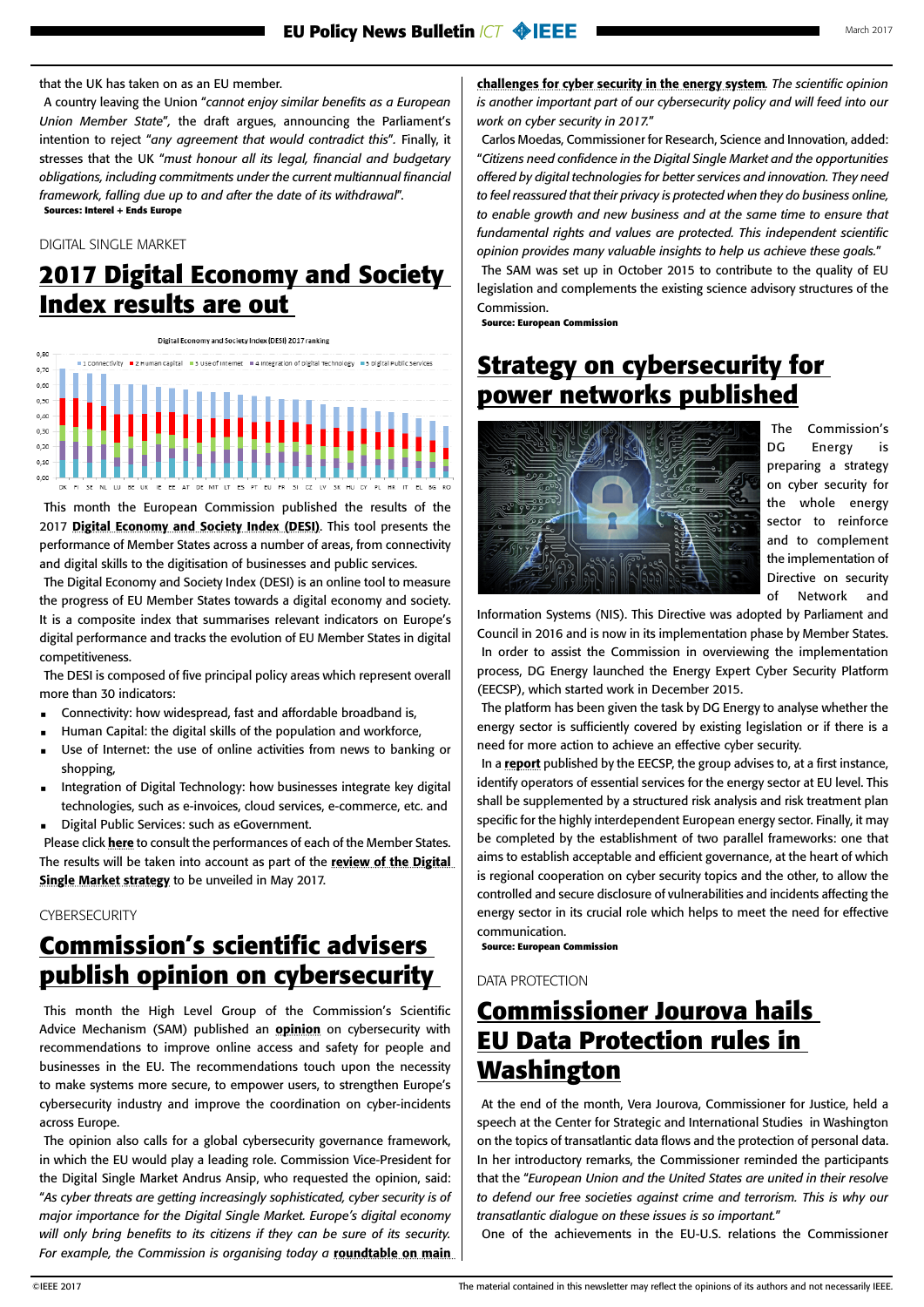that the UK has taken on as an EU member.

A country leaving the Union "*cannot enjoy similar benefits as a European Union Member State*", the draft argues, announcing the Parliament's intention to reject "*any agreement that would contradict this*". Finally, it stresses that the UK "*must honour all its legal, financial and budgetary obligations, including commitments under the current multiannual financial framework, falling due up to and after the date of its withdrawal*".

**Sources: Interel + Ends Europe**

DIGITAL SINGLE MARKET

## 2017 Digital Economy and Society Index results are out

This month the European Commission published the results of the 2017 **Digital Economy and Society Index (DESI)**. This tool presents the performance of Member States across a number of areas, from connectivity and digital skills to the digitisation of businesses and public services.

The Digital Economy and Society Index (DESI) is an online tool to measure the progress of EU Member States towards a digital economy and society. It is a composite index that summarises relevant indicators on Europe's digital performance and tracks the evolution of EU Member States in digital competitiveness.

The DESI is composed of five principal policy areas which represent overall more than 30 indicators:

- Connectivity: how widespread, fast and affordable broadband is,
- Human Capital: the digital skills of the population and workforce,
- Use of Internet: the use of online activities from news to banking or shopping,
- Integration of Digital Technology: how businesses integrate key digital technologies, such as e-invoices, cloud services, e-commerce, etc. and
- Digital Public Services: such as eGovernment.

Please click **here** to consult the performances of each of the Member States. The results will be taken into account as part of the **review of the Digital Single Market strategy** to be unveiled in May 2017.

CYBERSECURITY

## Commission's scientific advisers publish opinion on cybersecurity

This month the High Level Group of the Commission's Scientific Advice Mechanism (SAM) published an **opinion** on cybersecurity with recommendations to improve online access and safety for people and businesses in the EU. The recommendations touch upon the necessity to make systems more secure, to empower users, to strengthen Europe's cybersecurity industry and improve the coordination on cyber-incidents across Europe.

The opinion also calls for a global cybersecurity governance framework, in which the EU would play a leading role. Commission Vice-President for the Digital Single Market Andrus Ansip, who requested the opinion, said: "*As cyber threats are getting increasingly sophisticated, cyber security is of major importance for the Digital Single Market. Europe's digital economy will only bring benefits to its citizens if they can be sure of its security. For example, the Commission is organising today a* **roundtable on main challenges for cyber security in the energy system***. The scientific opinion is another important part of our cybersecurity policy and will feed into our work on cyber security in 2017.*"

Carlos Moedas, Commissioner for Research, Science and Innovation, added: "*Citizens need confidence in the Digital Single Market and the opportunities offered by digital technologies for better services and innovation. They need to feel reassured that their privacy is protected when they do business online, to enable growth and new business and at the same time to ensure that fundamental rights and values are protected. This independent scientific opinion provides many valuable insights to help us achieve these goals.*"

The SAM was set up in October 2015 to contribute to the quality of EU legislation and complements the existing science advisory structures of the Commission.

**Source: European Commission**

## Strategy on cybersecurity for power networks published

The Commission's DG Energy is preparing a strategy on cyber security for the whole energy sector to reinforce and to complement the implementation of Directive on security of Network and Information Systems (NIS). This Directive was adopted by Parliament and Council in 2016 and is now in its implementation phase by Member States.

In order to assist the Commission in overviewing the implementation process, DG Energy launched the Energy Expert Cyber Security Platform (EECSP), which started work in December 2015.

The platform has been given the task by DG Energy to analyse whether the energy sector is sufficiently covered by existing legislation or if there is a need for more action to achieve an effective cyber security.

In a **report** published by the EECSP, the group advises to, at a first instance, identify operators of essential services for the energy sector at EU level. This shall be supplemented by a structured risk analysis and risk treatment plan specific for the highly interdependent European energy sector. Finally, it may be completed by the establishment of two parallel frameworks: one that aims to establish acceptable and efficient governance, at the heart of which is regional cooperation on cyber security topics and the other, to allow the controlled and secure disclosure of vulnerabilities and incidents affecting the energy sector in its crucial role which helps to meet the need for effective communication.

**Source: European Commission**

DATA PROTECTION

## Commissioner Jourova hails EU Data Protection rules in Washington

At the end of the month, Vera Jourova, Commissioner for Justice, held a speech at the Center for Strategic and International Studies in Washington on the topics of transatlantic data flows and the protection of personal data. In her introductory remarks, the Commissioner reminded the participants that the "*European Union and the United States are united in their resolve to defend our free societies against crime and terrorism. This is why our transatlantic dialogue on these issues is so important.*"

One of the achievements in the EU-U.S. relations the Commissioner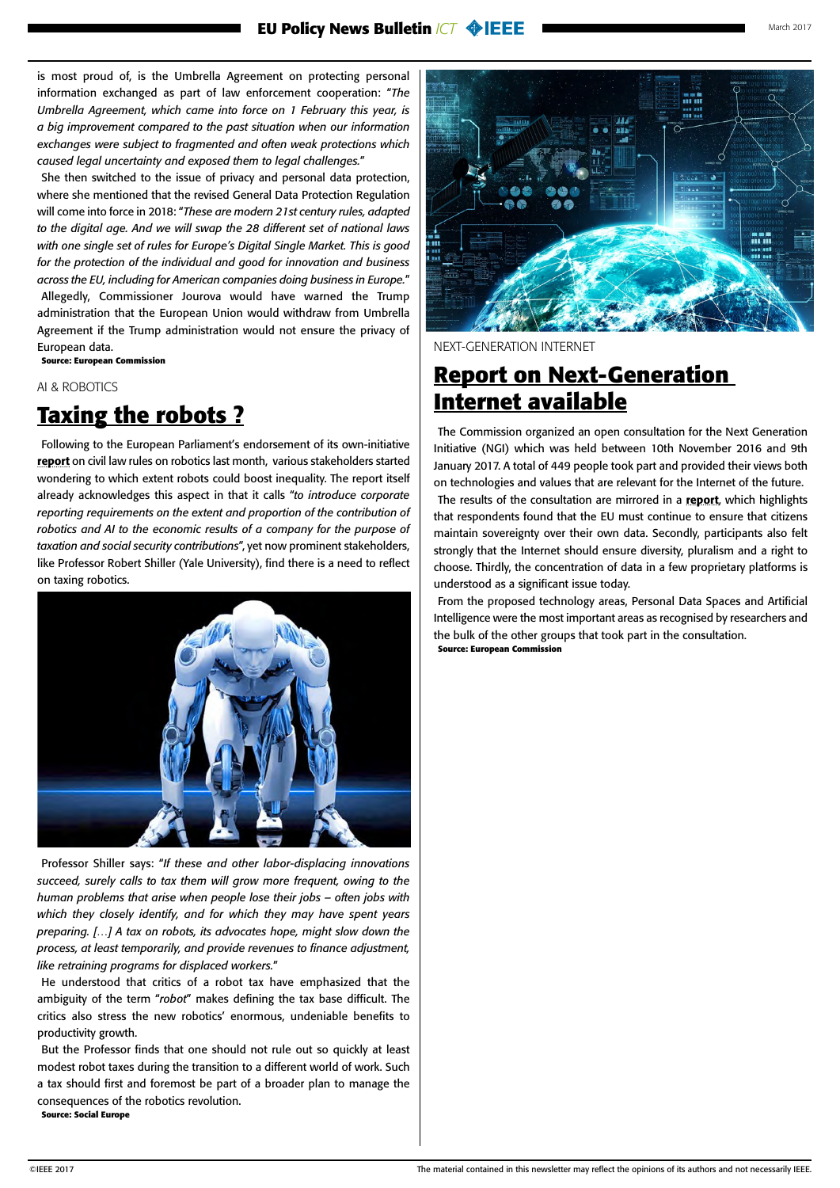is most proud of, is the Umbrella Agreement on protecting personal information exchanged as part of law enforcement cooperation: "*The Umbrella Agreement, which came into force on 1 February this year, is a big improvement compared to the past situation when our information exchanges were subject to fragmented and often weak protections which caused legal uncertainty and exposed them to legal challenges.*"

She then switched to the issue of privacy and personal data protection, where she mentioned that the revised General Data Protection Regulation will come into force in 2018: "*These are modern 21st century rules, adapted to the digital age. And we will swap the 28 different set of national laws with one single set of rules for Europe's Digital Single Market. This is good for the protection of the individual and good for innovation and business across the EU, including for American companies doing business in Europe.*"

Allegedly, Commissioner Jourova would have warned the Trump administration that the European Union would withdraw from Umbrella Agreement if the Trump administration would not ensure the privacy of European data.

**Source: European Commission**

AI & ROBOTICS

## Taxing the robots ?

Following to the European Parliament's endorsement of its own-initiative **report** on civil law rules on robotics last month, various stakeholders started wondering to which extent robots could boost inequality. The report itself already acknowledges this aspect in that it calls "*to introduce corporate reporting requirements on the extent and proportion of the contribution of robotics and AI to the economic results of a company for the purpose of taxation and social security contributions*", yet now prominent stakeholders, like Professor Robert Shiller (Yale University), find there is a need to reflect on taxing robotics.

Professor Shiller says: "*If these and other labor-displacing innovations succeed, surely calls to tax them will grow more frequent, owing to the human problems that arise when people lose their jobs – often jobs with which they closely identify, and for which they may have spent years preparing. […] A tax on robots, its advocates hope, might slow down the process, at least temporarily, and provide revenues to finance adjustment, like retraining programs for displaced workers.*"

He understood that critics of a robot tax have emphasized that the ambiguity of the term "*robot*" makes defining the tax base difficult. The critics also stress the new robotics' enormous, undeniable benefits to productivity growth.

But the Professor finds that one should not rule out so quickly at least modest robot taxes during the transition to a different world of work. Such a tax should first and foremost be part of a broader plan to manage the consequences of the robotics revolution.

**Source: Social Europe**

NEXT-GENERATION INTERNET

## Report on Next-Generation Internet available

The Commission organized an open consultation for the Next Generation Initiative (NGI) which was held between 10th November 2016 and 9th January 2017. A total of 449 people took part and provided their views both on technologies and values that are relevant for the Internet of the future.

The results of the consultation are mirrored in a **report**, which highlights that respondents found that the EU must continue to ensure that citizens maintain sovereignty over their own data. Secondly, participants also felt strongly that the Internet should ensure diversity, pluralism and a right to choose. Thirdly, the concentration of data in a few proprietary platforms is understood as a significant issue today.

From the proposed technology areas, Personal Data Spaces and Artificial Intelligence were the most important areas as recognised by researchers and the bulk of the other groups that took part in the consultation.

**Source: European Commission**